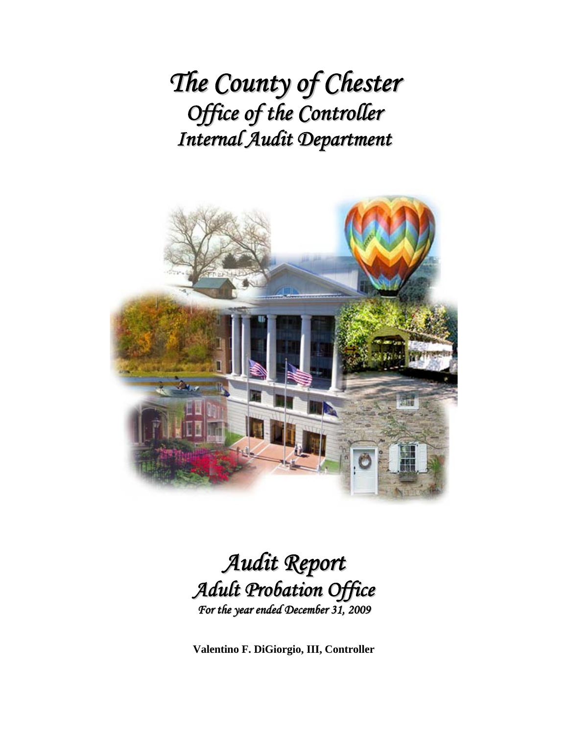# The County of Chester
## Office of the Controller
## Internal Audit Department

# Audit Report
## Adult Probation Office
*For the year ended December 31, 2009*

**Valentino F. DiGiorgio, III, Controller**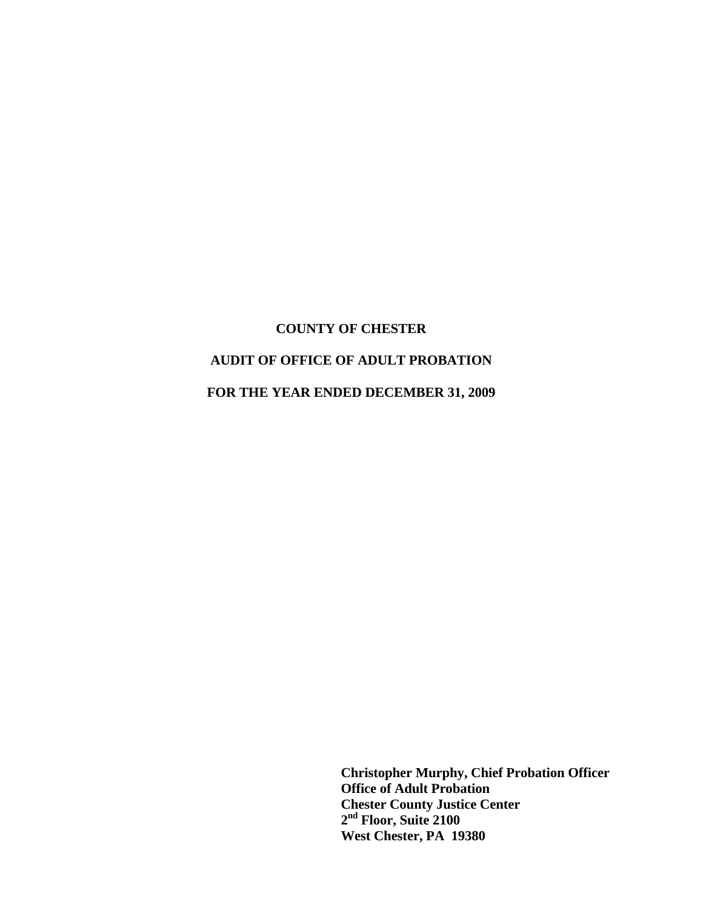# COUNTY OF CHESTER

## AUDIT OF OFFICE OF ADULT PROBATION

## FOR THE YEAR ENDED DECEMBER 31, 2009

**Christopher Murphy, Chief Probation Officer**
**Office of Adult Probation**
**Chester County Justice Center**
**2nd Floor, Suite 2100**
**West Chester, PA 19380**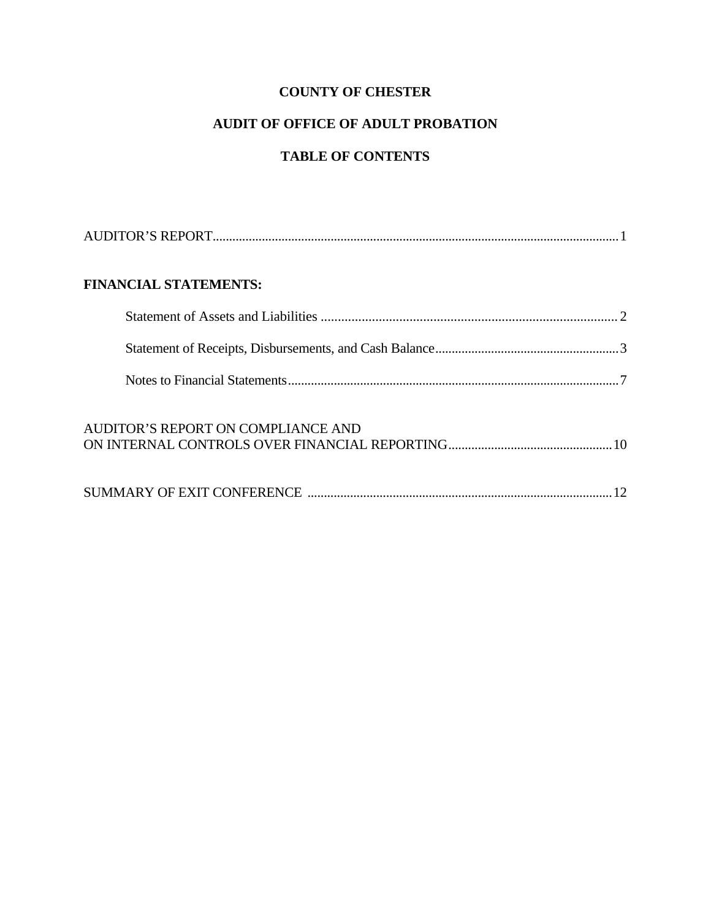# COUNTY OF CHESTER

## AUDIT OF OFFICE OF ADULT PROBATION

## TABLE OF CONTENTS

AUDITOR'S REPORT.......................................................................................................................1

**FINANCIAL STATEMENTS:**

Statement of Assets and Liabilities ........................................................................................ 2

Statement of Receipts, Disbursements, and Cash Balance.........................................................3

Notes to Financial Statements.....................................................................................................7

AUDITOR'S REPORT ON COMPLIANCE AND
ON INTERNAL CONTROLS OVER FINANCIAL REPORTING..................................................10

SUMMARY OF EXIT CONFERENCE .............................................................................................12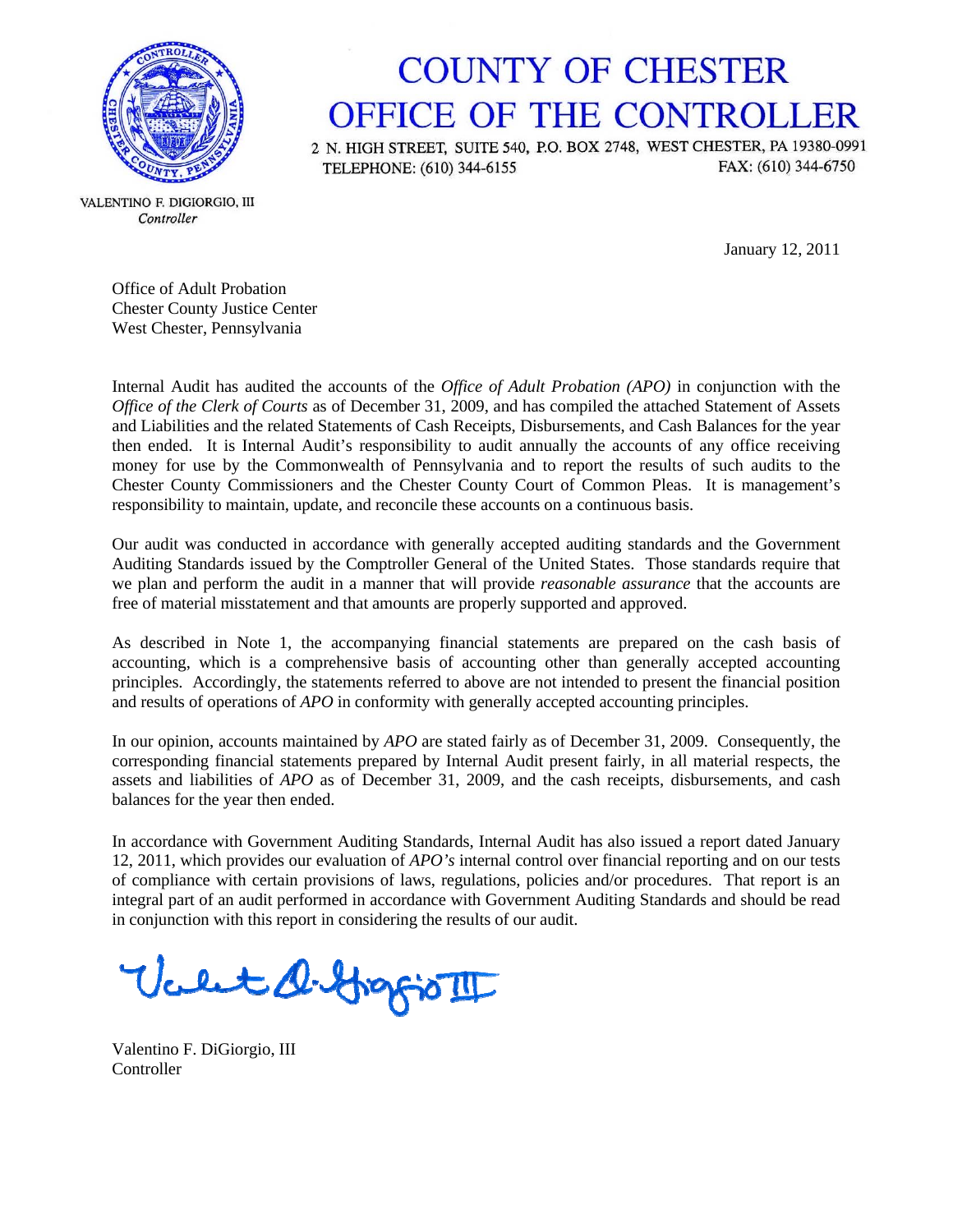# COUNTY OF CHESTER
# OFFICE OF THE CONTROLLER

2 N. HIGH STREET, SUITE 540, P.O. BOX 2748, WEST CHESTER, PA 19380-0991
TELEPHONE: (610) 344-6155 FAX: (610) 344-6750

VALENTINO F. DIGIORGIO, III
*Controller*

January 12, 2011

Office of Adult Probation
Chester County Justice Center
West Chester, Pennsylvania

Internal Audit has audited the accounts of the *Office of Adult Probation (APO)* in conjunction with the *Office of the Clerk of Courts* as of December 31, 2009, and has compiled the attached Statement of Assets and Liabilities and the related Statements of Cash Receipts, Disbursements, and Cash Balances for the year then ended. It is Internal Audit's responsibility to audit annually the accounts of any office receiving money for use by the Commonwealth of Pennsylvania and to report the results of such audits to the Chester County Commissioners and the Chester County Court of Common Pleas. It is management's responsibility to maintain, update, and reconcile these accounts on a continuous basis.

Our audit was conducted in accordance with generally accepted auditing standards and the Government Auditing Standards issued by the Comptroller General of the United States. Those standards require that we plan and perform the audit in a manner that will provide *reasonable assurance* that the accounts are free of material misstatement and that amounts are properly supported and approved.

As described in Note 1, the accompanying financial statements are prepared on the cash basis of accounting, which is a comprehensive basis of accounting other than generally accepted accounting principles. Accordingly, the statements referred to above are not intended to present the financial position and results of operations of *APO* in conformity with generally accepted accounting principles.

In our opinion, accounts maintained by *APO* are stated fairly as of December 31, 2009. Consequently, the corresponding financial statements prepared by Internal Audit present fairly, in all material respects, the assets and liabilities of *APO* as of December 31, 2009, and the cash receipts, disbursements, and cash balances for the year then ended.

In accordance with Government Auditing Standards, Internal Audit has also issued a report dated January 12, 2011, which provides our evaluation of *APO's* internal control over financial reporting and on our tests of compliance with certain provisions of laws, regulations, policies and/or procedures. That report is an integral part of an audit performed in accordance with Government Auditing Standards and should be read in conjunction with this report in considering the results of our audit.

Valentino F. DiGiorgio, III
Controller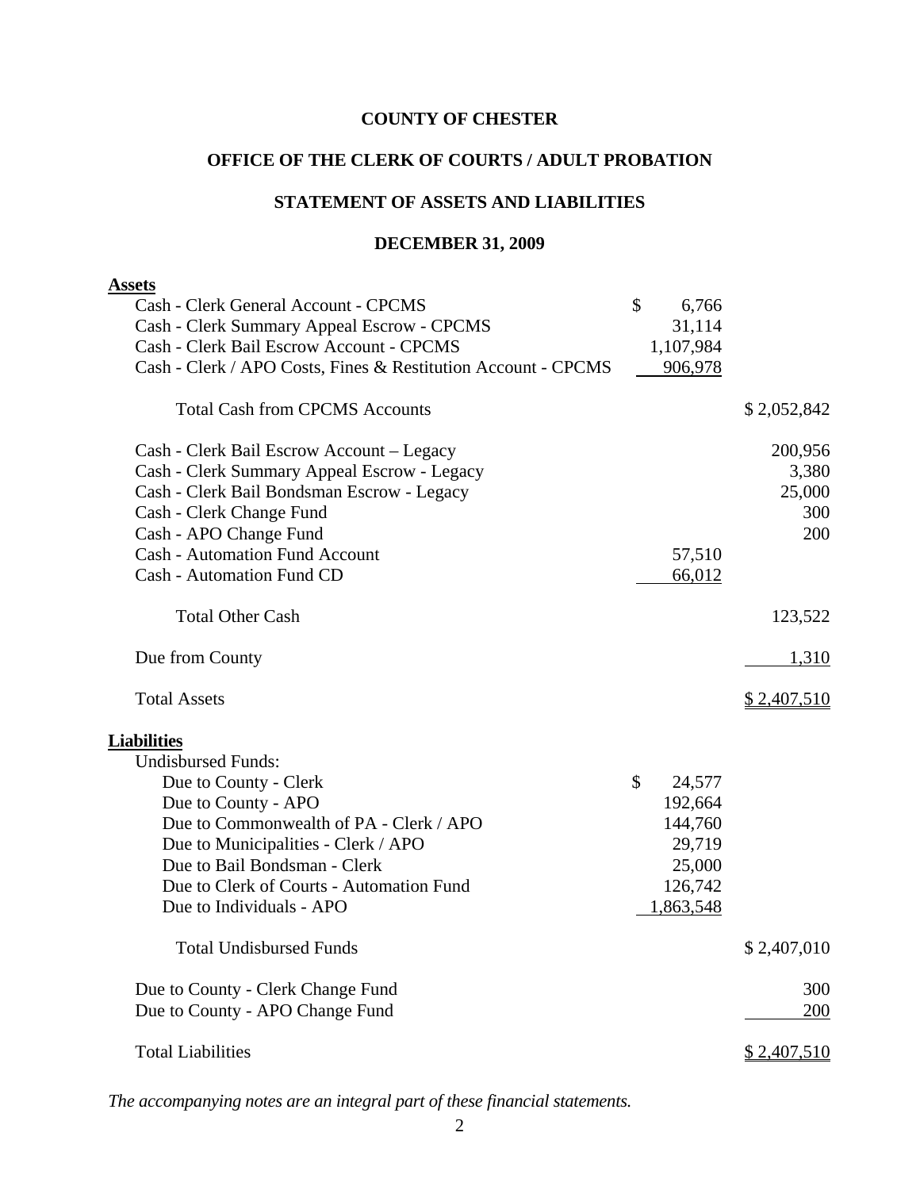# COUNTY OF CHESTER

## OFFICE OF THE CLERK OF COURTS / ADULT PROBATION

## STATEMENT OF ASSETS AND LIABILITIES

## DECEMBER 31, 2009

| | | |
|---|---|---|
| **Assets** | | |
| Cash - Clerk General Account - CPCMS | $ 6,766 | |
| Cash - Clerk Summary Appeal Escrow - CPCMS | 31,114 | |
| Cash - Clerk Bail Escrow Account - CPCMS | 1,107,984 | |
| Cash - Clerk / APO Costs, Fines & Restitution Account - CPCMS | 906,978 | |
| Total Cash from CPCMS Accounts | | $ 2,052,842 |
| Cash - Clerk Bail Escrow Account – Legacy | | 200,956 |
| Cash - Clerk Summary Appeal Escrow - Legacy | | 3,380 |
| Cash - Clerk Bail Bondsman Escrow - Legacy | | 25,000 |
| Cash - Clerk Change Fund | | 300 |
| Cash - APO Change Fund | | 200 |
| Cash - Automation Fund Account | 57,510 | |
| Cash - Automation Fund CD | 66,012 | |
| Total Other Cash | | 123,522 |
| Due from County | | 1,310 |
| Total Assets | | $ 2,407,510 |
| **Liabilities** | | |
| Undisbursed Funds: | | |
| Due to County - Clerk | $ 24,577 | |
| Due to County - APO | 192,664 | |
| Due to Commonwealth of PA - Clerk / APO | 144,760 | |
| Due to Municipalities - Clerk / APO | 29,719 | |
| Due to Bail Bondsman - Clerk | 25,000 | |
| Due to Clerk of Courts - Automation Fund | 126,742 | |
| Due to Individuals - APO | 1,863,548 | |
| Total Undisbursed Funds | | $ 2,407,010 |
| Due to County - Clerk Change Fund | | 300 |
| Due to County - APO Change Fund | | 200 |
| Total Liabilities | | $ 2,407,510 |

*The accompanying notes are an integral part of these financial statements.*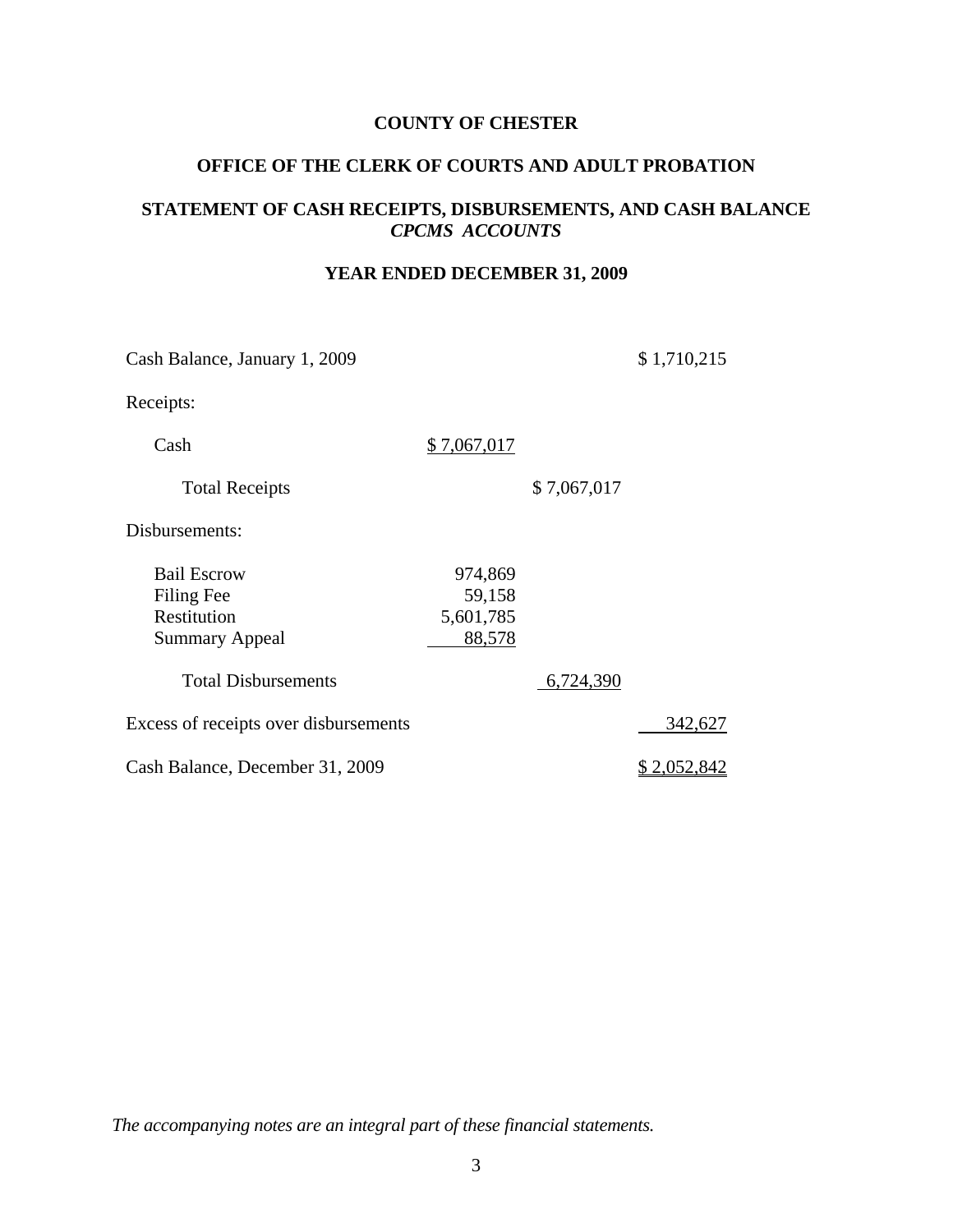**COUNTY OF CHESTER**

**OFFICE OF THE CLERK OF COURTS AND ADULT PROBATION**

**STATEMENT OF CASH RECEIPTS, DISBURSEMENTS, AND CASH BALANCE**
***CPCMS ACCOUNTS***

**YEAR ENDED DECEMBER 31, 2009**

| | | | |
|---|---|---|---|
| Cash Balance, January 1, 2009 | | | $ 1,710,215 |
| Receipts: | | | |
| Cash | $ 7,067,017 | | |
| Total Receipts | | $ 7,067,017 | |
| Disbursements: | | | |
| Bail Escrow | 974,869 | | |
| Filing Fee | 59,158 | | |
| Restitution | 5,601,785 | | |
| Summary Appeal | 88,578 | | |
| Total Disbursements | | 6,724,390 | |
| Excess of receipts over disbursements | | | 342,627 |
| Cash Balance, December 31, 2009 | | | $ 2,052,842 |

*The accompanying notes are an integral part of these financial statements.*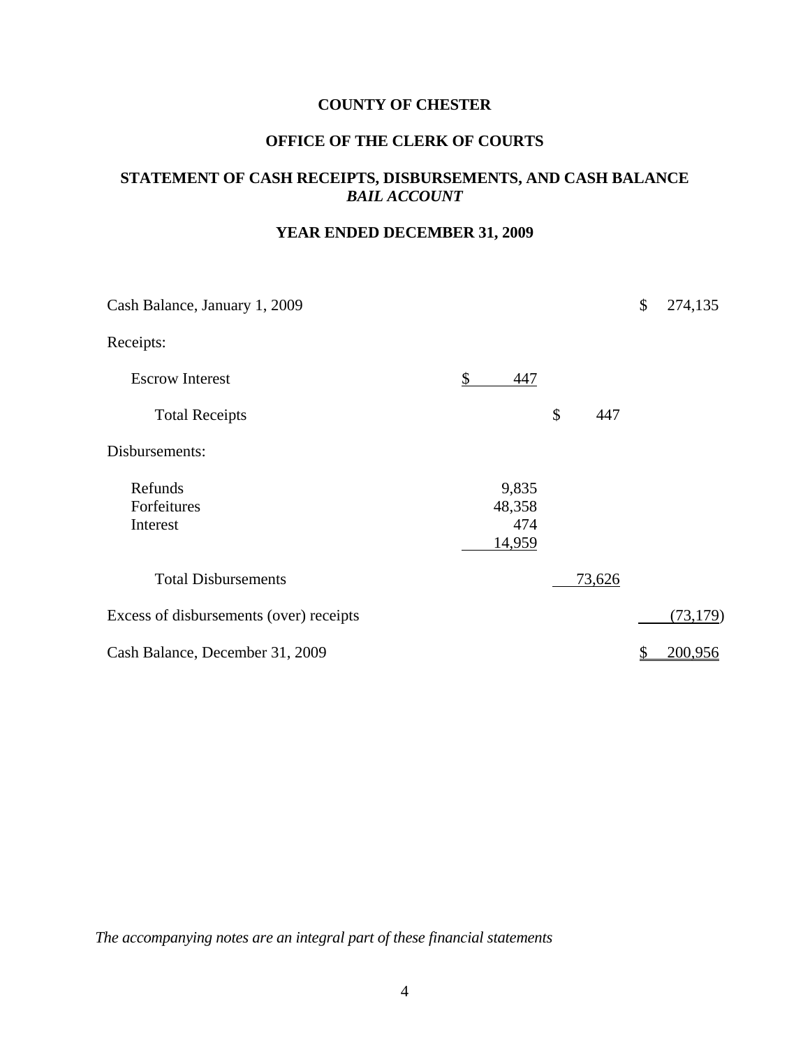**COUNTY OF CHESTER**

**OFFICE OF THE CLERK OF COURTS**

**STATEMENT OF CASH RECEIPTS, DISBURSEMENTS, AND CASH BALANCE**
***BAIL ACCOUNT***

**YEAR ENDED DECEMBER 31, 2009**

| | | | |
|---|---|---|---|
| Cash Balance, January 1, 2009 | | | $ 274,135 |
| Receipts: | | | |
| Escrow Interest | $ 447 | | |
| Total Receipts | | $ 447 | |
| Disbursements: | | | |
| Refunds | 9,835 | | |
| Forfeitures | 48,358 | | |
| Interest | 474 | | |
| | 14,959 | | |
| Total Disbursements | | 73,626 | |
| Excess of disbursements (over) receipts | | | (73,179) |
| Cash Balance, December 31, 2009 | | | $ 200,956 |

*The accompanying notes are an integral part of these financial statements*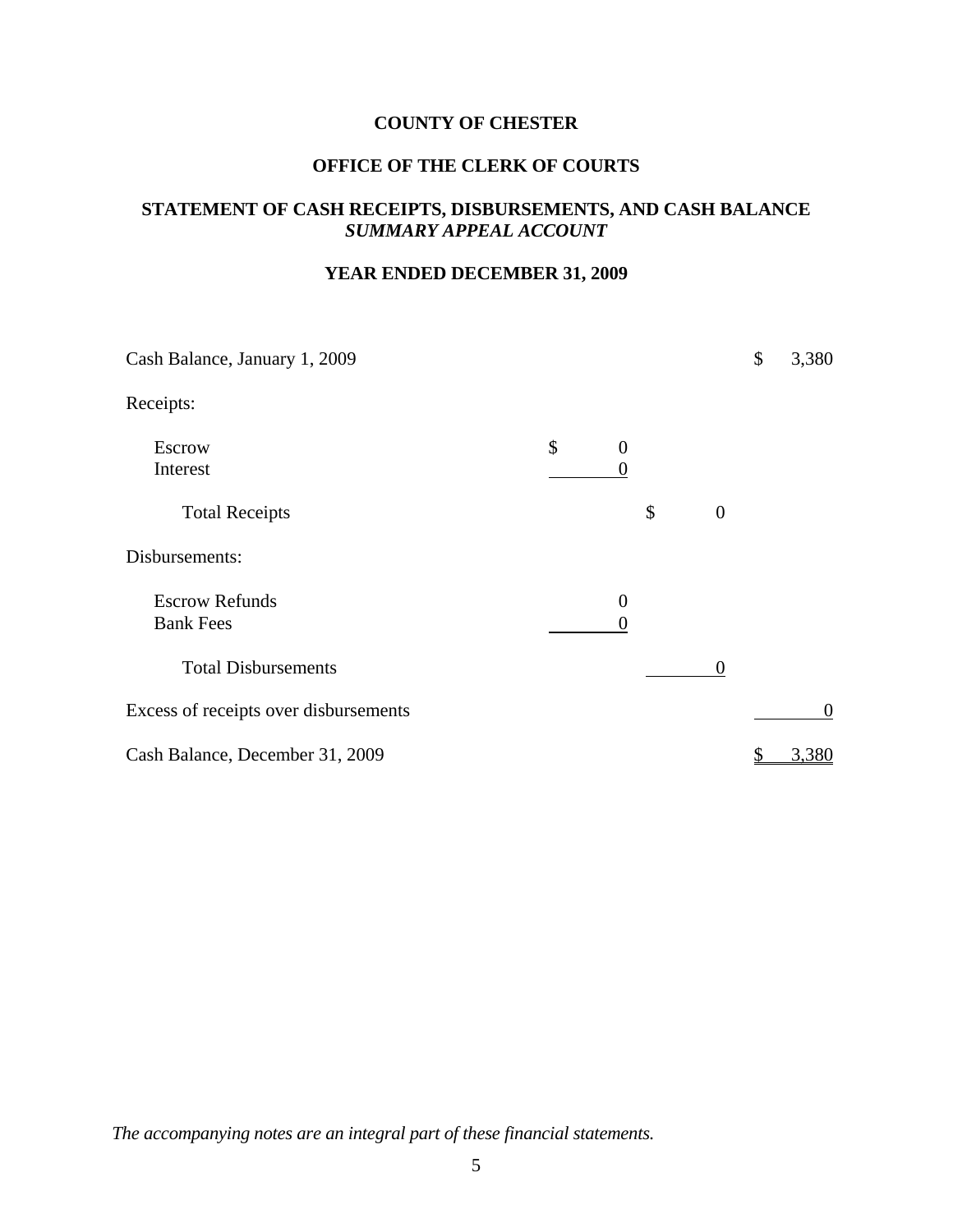**COUNTY OF CHESTER**

**OFFICE OF THE CLERK OF COURTS**

**STATEMENT OF CASH RECEIPTS, DISBURSEMENTS, AND CASH BALANCE**
***SUMMARY APPEAL ACCOUNT***

**YEAR ENDED DECEMBER 31, 2009**

| | | | |
|---|---|---|---|
| Cash Balance, January 1, 2009 | | | $ 3,380 |
| Receipts: | | | |
| Escrow | $ 0 | | |
| Interest | 0 | | |
| Total Receipts | | $ 0 | |
| Disbursements: | | | |
| Escrow Refunds | 0 | | |
| Bank Fees | 0 | | |
| Total Disbursements | | 0 | |
| Excess of receipts over disbursements | | | 0 |
| Cash Balance, December 31, 2009 | | | $ 3,380 |

*The accompanying notes are an integral part of these financial statements.*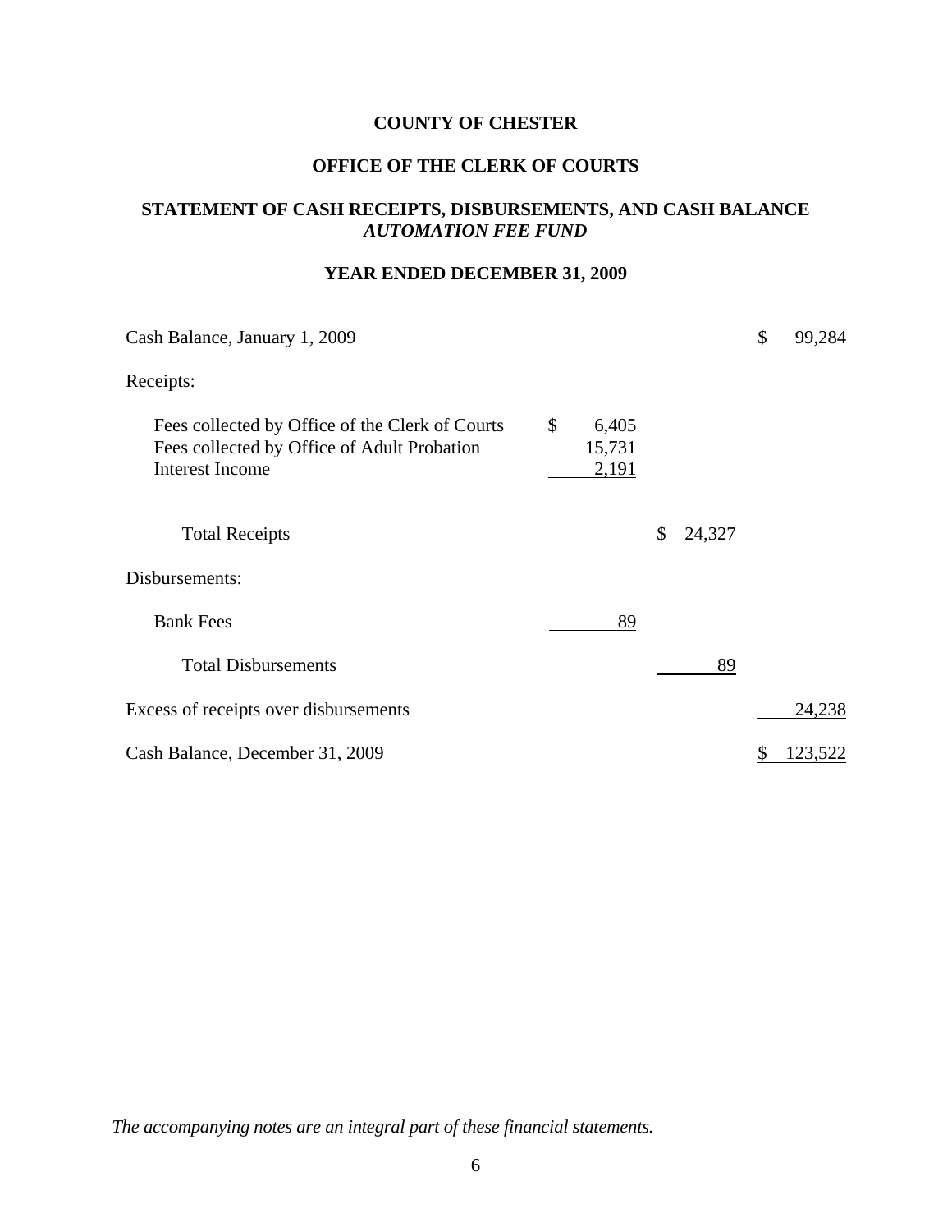# COUNTY OF CHESTER

## OFFICE OF THE CLERK OF COURTS

## STATEMENT OF CASH RECEIPTS, DISBURSEMENTS, AND CASH BALANCE
### *AUTOMATION FEE FUND*

## YEAR ENDED DECEMBER 31, 2009

| | | | |
|---|---|---|---|
| Cash Balance, January 1, 2009 | | | $ 99,284 |
| Receipts: | | | |
| Fees collected by Office of the Clerk of Courts | $ 6,405 | | |
| Fees collected by Office of Adult Probation | 15,731 | | |
| Interest Income | 2,191 | | |
| Total Receipts | | $ 24,327 | |
| Disbursements: | | | |
| Bank Fees | 89 | | |
| Total Disbursements | | 89 | |
| Excess of receipts over disbursements | | | 24,238 |
| Cash Balance, December 31, 2009 | | | $ 123,522 |

*The accompanying notes are an integral part of these financial statements.*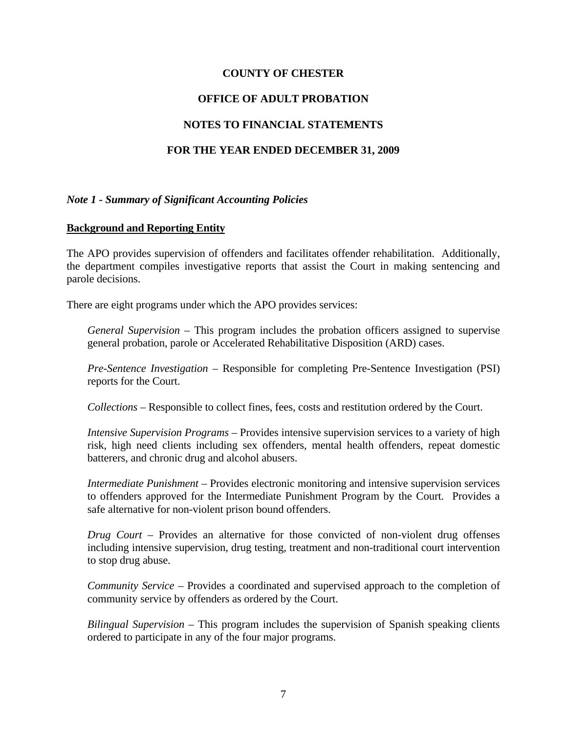**COUNTY OF CHESTER**

**OFFICE OF ADULT PROBATION**

**NOTES TO FINANCIAL STATEMENTS**

**FOR THE YEAR ENDED DECEMBER 31, 2009**

***Note 1 - Summary of Significant Accounting Policies***

**Background and Reporting Entity**

The APO provides supervision of offenders and facilitates offender rehabilitation. Additionally, the department compiles investigative reports that assist the Court in making sentencing and parole decisions.

There are eight programs under which the APO provides services:

*General Supervision* – This program includes the probation officers assigned to supervise general probation, parole or Accelerated Rehabilitative Disposition (ARD) cases.

*Pre-Sentence Investigation* – Responsible for completing Pre-Sentence Investigation (PSI) reports for the Court.

*Collections* – Responsible to collect fines, fees, costs and restitution ordered by the Court.

*Intensive Supervision Programs* – Provides intensive supervision services to a variety of high risk, high need clients including sex offenders, mental health offenders, repeat domestic batterers, and chronic drug and alcohol abusers.

*Intermediate Punishment* – Provides electronic monitoring and intensive supervision services to offenders approved for the Intermediate Punishment Program by the Court. Provides a safe alternative for non-violent prison bound offenders.

*Drug Court* – Provides an alternative for those convicted of non-violent drug offenses including intensive supervision, drug testing, treatment and non-traditional court intervention to stop drug abuse.

*Community Service* – Provides a coordinated and supervised approach to the completion of community service by offenders as ordered by the Court.

*Bilingual Supervision* – This program includes the supervision of Spanish speaking clients ordered to participate in any of the four major programs.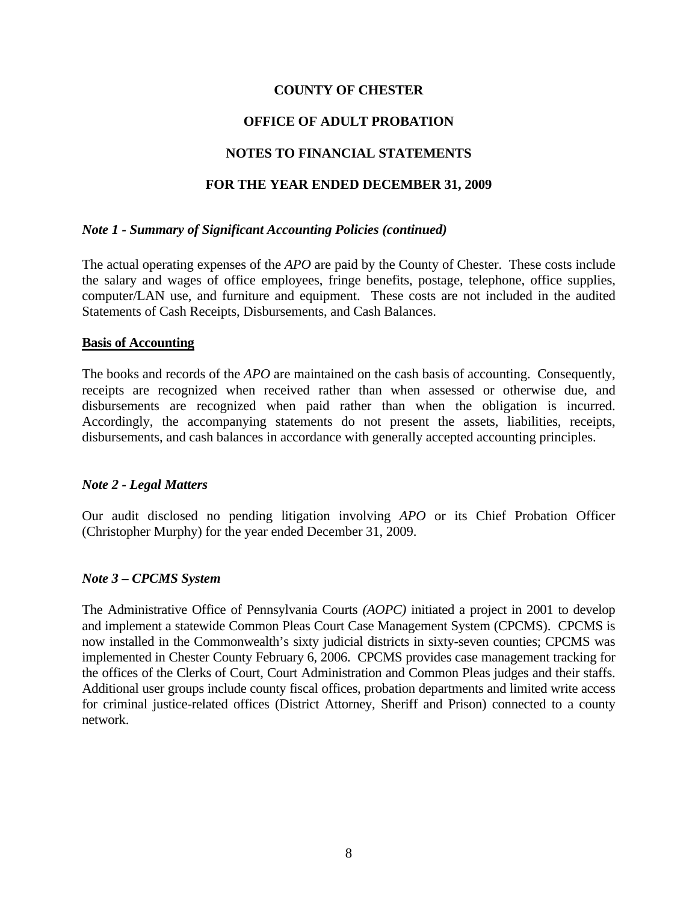# COUNTY OF CHESTER

## OFFICE OF ADULT PROBATION

## NOTES TO FINANCIAL STATEMENTS

## FOR THE YEAR ENDED DECEMBER 31, 2009

### *Note 1 - Summary of Significant Accounting Policies (continued)*

The actual operating expenses of the *APO* are paid by the County of Chester. These costs include the salary and wages of office employees, fringe benefits, postage, telephone, office supplies, computer/LAN use, and furniture and equipment. These costs are not included in the audited Statements of Cash Receipts, Disbursements, and Cash Balances.

**Basis of Accounting**

The books and records of the *APO* are maintained on the cash basis of accounting. Consequently, receipts are recognized when received rather than when assessed or otherwise due, and disbursements are recognized when paid rather than when the obligation is incurred. Accordingly, the accompanying statements do not present the assets, liabilities, receipts, disbursements, and cash balances in accordance with generally accepted accounting principles.

### *Note 2 - Legal Matters*

Our audit disclosed no pending litigation involving *APO* or its Chief Probation Officer (Christopher Murphy) for the year ended December 31, 2009.

### *Note 3 – CPCMS System*

The Administrative Office of Pennsylvania Courts *(AOPC)* initiated a project in 2001 to develop and implement a statewide Common Pleas Court Case Management System (CPCMS). CPCMS is now installed in the Commonwealth's sixty judicial districts in sixty-seven counties; CPCMS was implemented in Chester County February 6, 2006. CPCMS provides case management tracking for the offices of the Clerks of Court, Court Administration and Common Pleas judges and their staffs. Additional user groups include county fiscal offices, probation departments and limited write access for criminal justice-related offices (District Attorney, Sheriff and Prison) connected to a county network.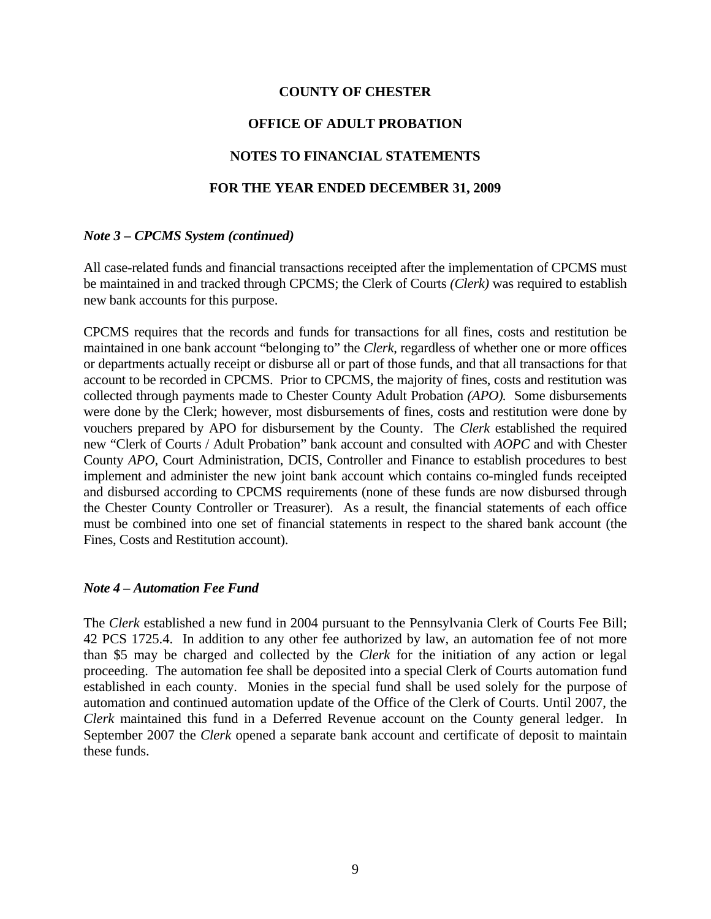**COUNTY OF CHESTER**

**OFFICE OF ADULT PROBATION**

**NOTES TO FINANCIAL STATEMENTS**

**FOR THE YEAR ENDED DECEMBER 31, 2009**

***Note 3 – CPCMS System (continued)***

All case-related funds and financial transactions receipted after the implementation of CPCMS must be maintained in and tracked through CPCMS; the Clerk of Courts *(Clerk)* was required to establish new bank accounts for this purpose.

CPCMS requires that the records and funds for transactions for all fines, costs and restitution be maintained in one bank account "belonging to" the *Clerk*, regardless of whether one or more offices or departments actually receipt or disburse all or part of those funds, and that all transactions for that account to be recorded in CPCMS. Prior to CPCMS, the majority of fines, costs and restitution was collected through payments made to Chester County Adult Probation *(APO).* Some disbursements were done by the Clerk; however, most disbursements of fines, costs and restitution were done by vouchers prepared by APO for disbursement by the County. The *Clerk* established the required new "Clerk of Courts / Adult Probation" bank account and consulted with *AOPC* and with Chester County *APO*, Court Administration, DCIS, Controller and Finance to establish procedures to best implement and administer the new joint bank account which contains co-mingled funds receipted and disbursed according to CPCMS requirements (none of these funds are now disbursed through the Chester County Controller or Treasurer). As a result, the financial statements of each office must be combined into one set of financial statements in respect to the shared bank account (the Fines, Costs and Restitution account).

***Note 4 – Automation Fee Fund***

The *Clerk* established a new fund in 2004 pursuant to the Pennsylvania Clerk of Courts Fee Bill; 42 PCS 1725.4. In addition to any other fee authorized by law, an automation fee of not more than $5 may be charged and collected by the *Clerk* for the initiation of any action or legal proceeding. The automation fee shall be deposited into a special Clerk of Courts automation fund established in each county. Monies in the special fund shall be used solely for the purpose of automation and continued automation update of the Office of the Clerk of Courts. Until 2007, the *Clerk* maintained this fund in a Deferred Revenue account on the County general ledger. In September 2007 the *Clerk* opened a separate bank account and certificate of deposit to maintain these funds.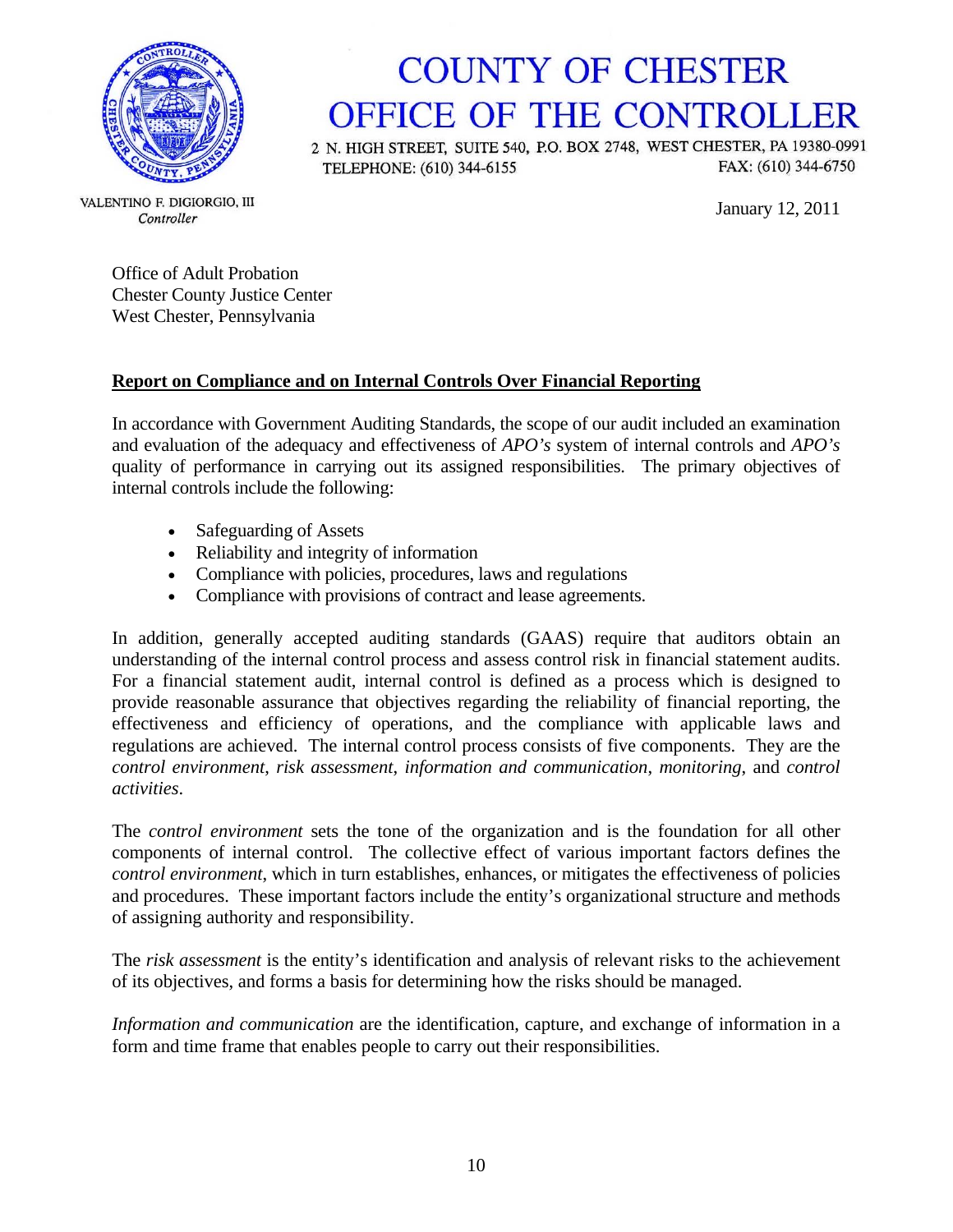# COUNTY OF CHESTER
# OFFICE OF THE CONTROLLER

2 N. HIGH STREET, SUITE 540, P.O. BOX 2748, WEST CHESTER, PA 19380-0991
TELEPHONE: (610) 344-6155 FAX: (610) 344-6750

VALENTINO F. DIGIORGIO, III
*Controller*

January 12, 2011

Office of Adult Probation
Chester County Justice Center
West Chester, Pennsylvania

**Report on Compliance and on Internal Controls Over Financial Reporting**

In accordance with Government Auditing Standards, the scope of our audit included an examination and evaluation of the adequacy and effectiveness of *APO's* system of internal controls and *APO's* quality of performance in carrying out its assigned responsibilities. The primary objectives of internal controls include the following:

- Safeguarding of Assets
- Reliability and integrity of information
- Compliance with policies, procedures, laws and regulations
- Compliance with provisions of contract and lease agreements.

In addition, generally accepted auditing standards (GAAS) require that auditors obtain an understanding of the internal control process and assess control risk in financial statement audits. For a financial statement audit, internal control is defined as a process which is designed to provide reasonable assurance that objectives regarding the reliability of financial reporting, the effectiveness and efficiency of operations, and the compliance with applicable laws and regulations are achieved. The internal control process consists of five components. They are the *control environment*, *risk assessment*, *information and communication*, *monitoring*, and *control activities*.

The *control environment* sets the tone of the organization and is the foundation for all other components of internal control. The collective effect of various important factors defines the *control environment*, which in turn establishes, enhances, or mitigates the effectiveness of policies and procedures. These important factors include the entity's organizational structure and methods of assigning authority and responsibility.

The *risk assessment* is the entity's identification and analysis of relevant risks to the achievement of its objectives, and forms a basis for determining how the risks should be managed.

*Information and communication* are the identification, capture, and exchange of information in a form and time frame that enables people to carry out their responsibilities.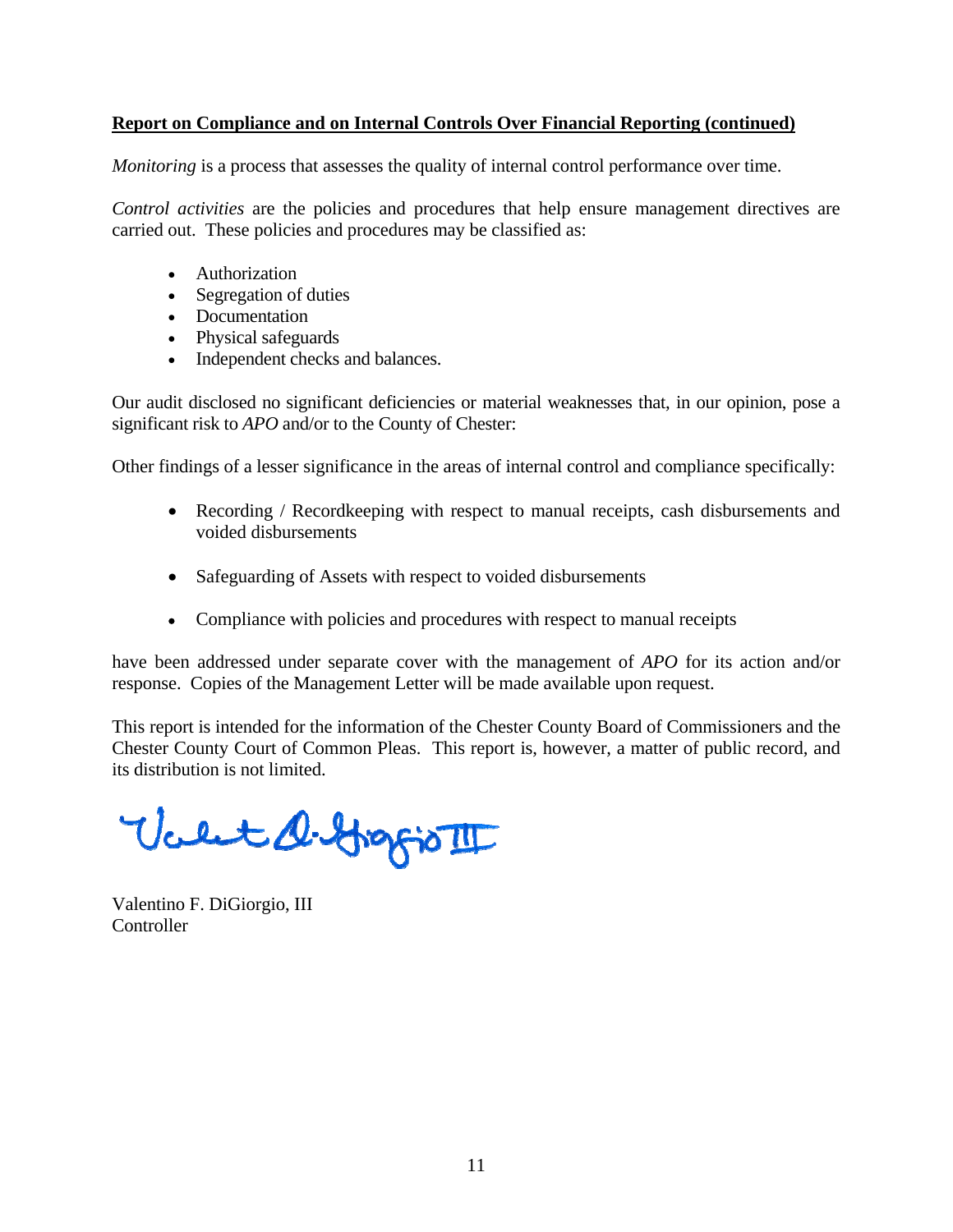**Report on Compliance and on Internal Controls Over Financial Reporting (continued)**

*Monitoring* is a process that assesses the quality of internal control performance over time.

*Control activities* are the policies and procedures that help ensure management directives are carried out. These policies and procedures may be classified as:

- Authorization
- Segregation of duties
- Documentation
- Physical safeguards
- Independent checks and balances.

Our audit disclosed no significant deficiencies or material weaknesses that, in our opinion, pose a significant risk to *APO* and/or to the County of Chester:

Other findings of a lesser significance in the areas of internal control and compliance specifically:

- Recording / Recordkeeping with respect to manual receipts, cash disbursements and voided disbursements
- Safeguarding of Assets with respect to voided disbursements
- Compliance with policies and procedures with respect to manual receipts

have been addressed under separate cover with the management of *APO* for its action and/or response. Copies of the Management Letter will be made available upon request.

This report is intended for the information of the Chester County Board of Commissioners and the Chester County Court of Common Pleas. This report is, however, a matter of public record, and its distribution is not limited.

Valentino F. DiGiorgio, III
Controller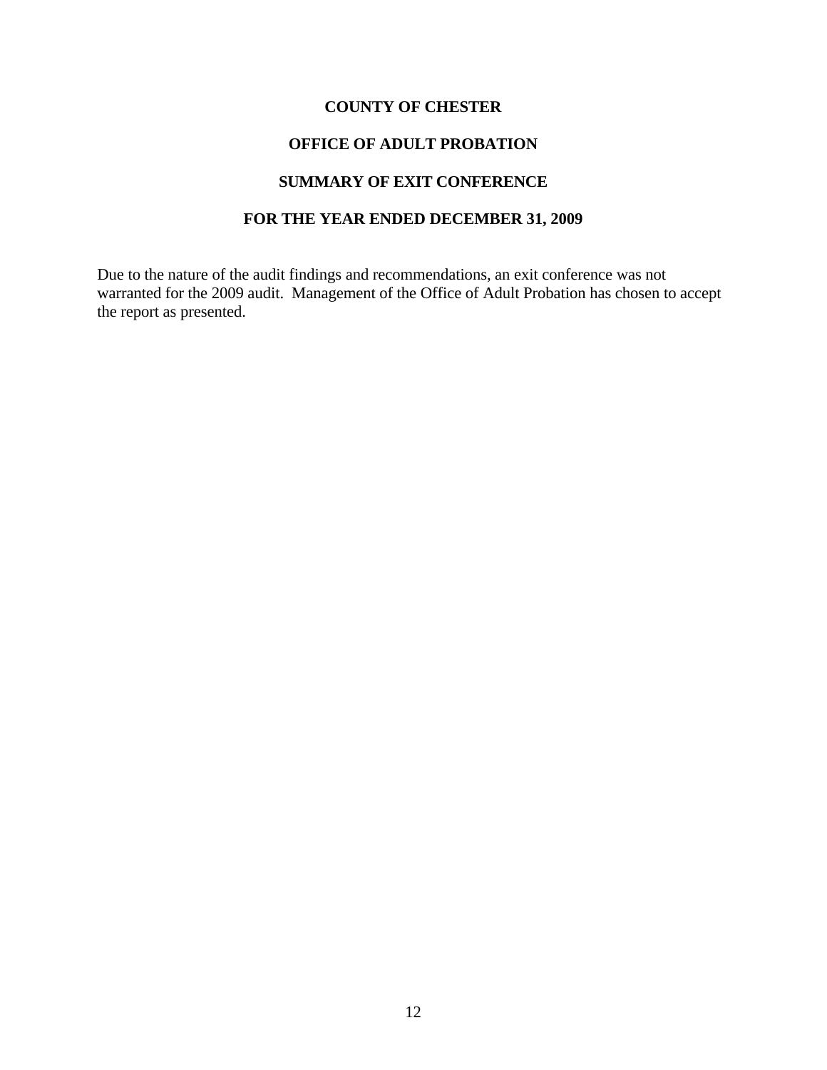# COUNTY OF CHESTER

## OFFICE OF ADULT PROBATION

## SUMMARY OF EXIT CONFERENCE

## FOR THE YEAR ENDED DECEMBER 31, 2009

Due to the nature of the audit findings and recommendations, an exit conference was not warranted for the 2009 audit. Management of the Office of Adult Probation has chosen to accept the report as presented.